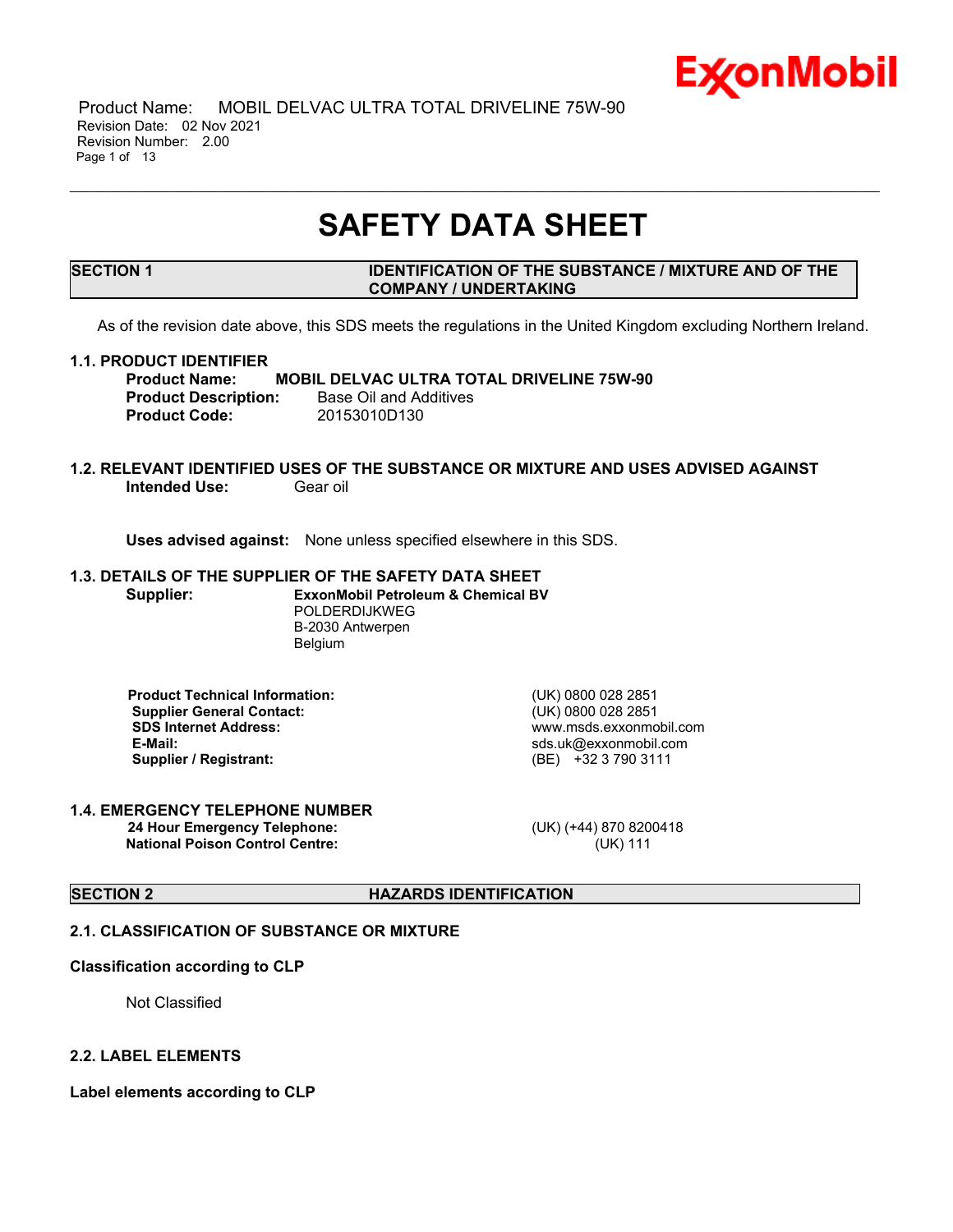# SAFETY DATA SHEET

## SECTION 1 IDENTIFICATION OF THE SUBSTANCE / MIXTURE AND OF THE COMPANY / UNDERTAKING

As of the revision date above, this SDS meets the regulations in the United Kingdom excluding Northern Ireland.

### 1.1. PRODUCT IDENTIFIER

**Product Name:** **MOBIL DELVAC ULTRA TOTAL DRIVELINE 75W-90**
**Product Description:** Base Oil and Additives
**Product Code:** 20153010D130

### 1.2. RELEVANT IDENTIFIED USES OF THE SUBSTANCE OR MIXTURE AND USES ADVISED AGAINST

**Intended Use:** Gear oil

**Uses advised against:** None unless specified elsewhere in this SDS.

### 1.3. DETAILS OF THE SUPPLIER OF THE SAFETY DATA SHEET

**Supplier:** **ExxonMobil Petroleum & Chemical BV**
POLDERDIJKWEG
B-2030 Antwerpen
Belgium

| | |
|---|---|
| **Product Technical Information:** | (UK) 0800 028 2851 |
| **Supplier General Contact:** | (UK) 0800 028 2851 |
| **SDS Internet Address:** | www.msds.exxonmobil.com |
| **E-Mail:** | sds.uk@exxonmobil.com |
| **Supplier / Registrant:** | (BE) +32 3 790 3111 |

### 1.4. EMERGENCY TELEPHONE NUMBER

| | |
|---|---|
| **24 Hour Emergency Telephone:** | (UK) (+44) 870 8200418 |
| **National Poison Control Centre:** | (UK) 111 |

## SECTION 2 HAZARDS IDENTIFICATION

### 2.1. CLASSIFICATION OF SUBSTANCE OR MIXTURE

**Classification according to CLP**

Not Classified

### 2.2. LABEL ELEMENTS

**Label elements according to CLP**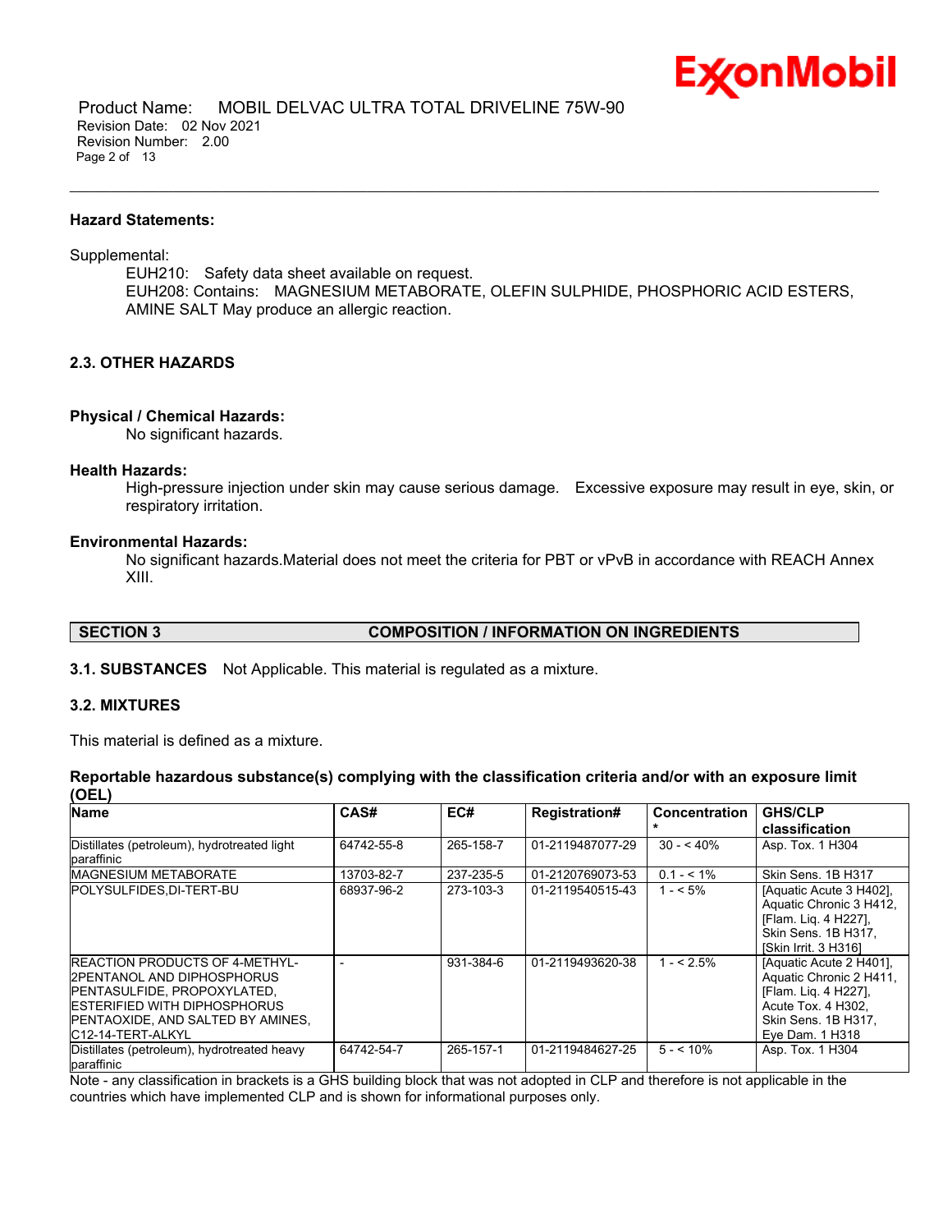**Hazard Statements:**

Supplemental:

EUH210: Safety data sheet available on request.
EUH208: Contains: MAGNESIUM METABORATE, OLEFIN SULPHIDE, PHOSPHORIC ACID ESTERS, AMINE SALT May produce an allergic reaction.

**2.3. OTHER HAZARDS**

**Physical / Chemical Hazards:**
No significant hazards.

**Health Hazards:**
High-pressure injection under skin may cause serious damage. Excessive exposure may result in eye, skin, or respiratory irritation.

**Environmental Hazards:**
No significant hazards.Material does not meet the criteria for PBT or vPvB in accordance with REACH Annex XIII.

## SECTION 3 COMPOSITION / INFORMATION ON INGREDIENTS

**3.1. SUBSTANCES** Not Applicable. This material is regulated as a mixture.

**3.2. MIXTURES**

This material is defined as a mixture.

**Reportable hazardous substance(s) complying with the classification criteria and/or with an exposure limit (OEL)**

| Name | CAS# | EC# | Registration# | Concentration * | GHS/CLP classification |
|---|---|---|---|---|---|
| Distillates (petroleum), hydrotreated light paraffinic | 64742-55-8 | 265-158-7 | 01-2119487077-29 | 30 - < 40% | Asp. Tox. 1 H304 |
| MAGNESIUM METABORATE | 13703-82-7 | 237-235-5 | 01-2120769073-53 | 0.1 - < 1% | Skin Sens. 1B H317 |
| POLYSULFIDES,DI-TERT-BU | 68937-96-2 | 273-103-3 | 01-2119540515-43 | 1 - < 5% | [Aquatic Acute 3 H402], Aquatic Chronic 3 H412, [Flam. Liq. 4 H227], Skin Sens. 1B H317, [Skin Irrit. 3 H316] |
| REACTION PRODUCTS OF 4-METHYL-2PENTANOL AND DIPHOSPHORUS PENTASULFIDE, PROPOXYLATED, ESTERIFIED WITH DIPHOSPHORUS PENTAOXIDE, AND SALTED BY AMINES, C12-14-TERT-ALKYL | - | 931-384-6 | 01-2119493620-38 | 1 - < 2.5% | [Aquatic Acute 2 H401], Aquatic Chronic 2 H411, [Flam. Liq. 4 H227], Acute Tox. 4 H302, Skin Sens. 1B H317, Eye Dam. 1 H318 |
| Distillates (petroleum), hydrotreated heavy paraffinic | 64742-54-7 | 265-157-1 | 01-2119484627-25 | 5 - < 10% | Asp. Tox. 1 H304 |

Note - any classification in brackets is a GHS building block that was not adopted in CLP and therefore is not applicable in the countries which have implemented CLP and is shown for informational purposes only.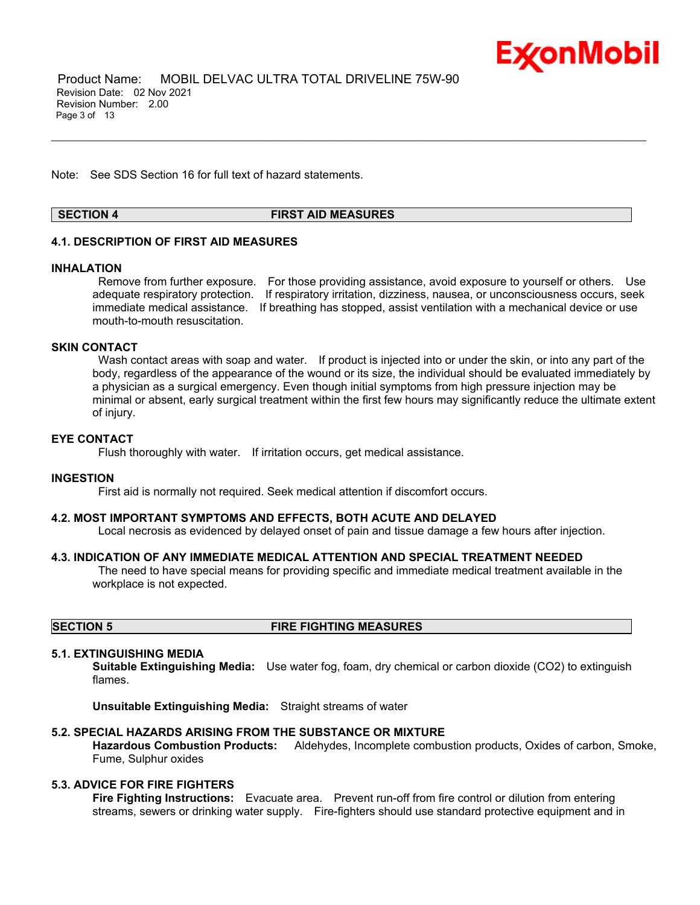Note: See SDS Section 16 for full text of hazard statements.

## SECTION 4 FIRST AID MEASURES

### 4.1. DESCRIPTION OF FIRST AID MEASURES

**INHALATION**

Remove from further exposure. For those providing assistance, avoid exposure to yourself or others. Use adequate respiratory protection. If respiratory irritation, dizziness, nausea, or unconsciousness occurs, seek immediate medical assistance. If breathing has stopped, assist ventilation with a mechanical device or use mouth-to-mouth resuscitation.

**SKIN CONTACT**

Wash contact areas with soap and water. If product is injected into or under the skin, or into any part of the body, regardless of the appearance of the wound or its size, the individual should be evaluated immediately by a physician as a surgical emergency. Even though initial symptoms from high pressure injection may be minimal or absent, early surgical treatment within the first few hours may significantly reduce the ultimate extent of injury.

**EYE CONTACT**

Flush thoroughly with water. If irritation occurs, get medical assistance.

**INGESTION**

First aid is normally not required. Seek medical attention if discomfort occurs.

### 4.2. MOST IMPORTANT SYMPTOMS AND EFFECTS, BOTH ACUTE AND DELAYED

Local necrosis as evidenced by delayed onset of pain and tissue damage a few hours after injection.

### 4.3. INDICATION OF ANY IMMEDIATE MEDICAL ATTENTION AND SPECIAL TREATMENT NEEDED

The need to have special means for providing specific and immediate medical treatment available in the workplace is not expected.

## SECTION 5 FIRE FIGHTING MEASURES

### 5.1. EXTINGUISHING MEDIA

**Suitable Extinguishing Media:** Use water fog, foam, dry chemical or carbon dioxide ($CO_2$) to extinguish flames.

**Unsuitable Extinguishing Media:** Straight streams of water

### 5.2. SPECIAL HAZARDS ARISING FROM THE SUBSTANCE OR MIXTURE

**Hazardous Combustion Products:** Aldehydes, Incomplete combustion products, Oxides of carbon, Smoke, Fume, Sulphur oxides

### 5.3. ADVICE FOR FIRE FIGHTERS

**Fire Fighting Instructions:** Evacuate area. Prevent run-off from fire control or dilution from entering streams, sewers or drinking water supply. Fire-fighters should use standard protective equipment and in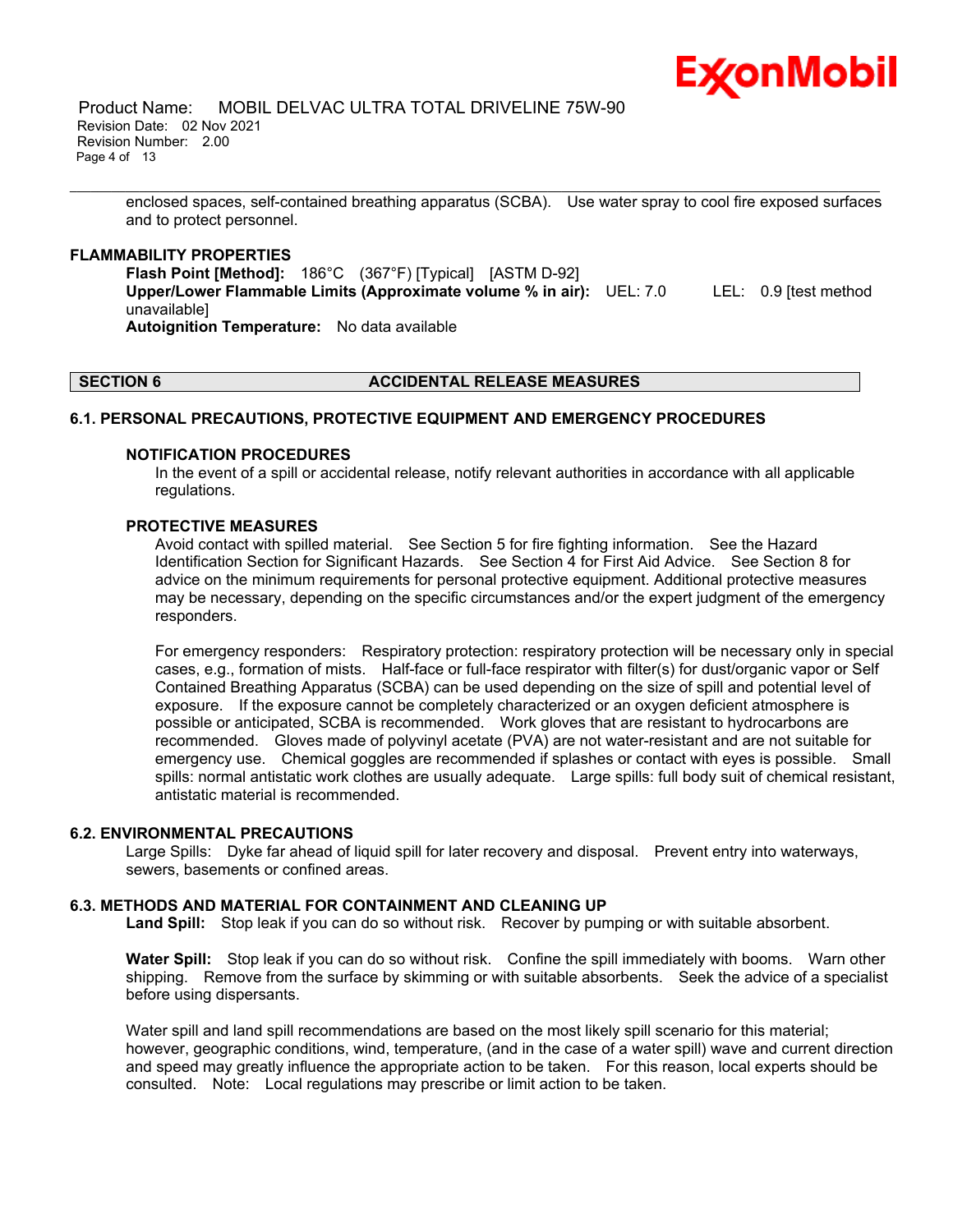enclosed spaces, self-contained breathing apparatus (SCBA). Use water spray to cool fire exposed surfaces and to protect personnel.

### FLAMMABILITY PROPERTIES

**Flash Point [Method]:** 186°C (367°F) [Typical] [ASTM D-92]
**Upper/Lower Flammable Limits (Approximate volume % in air):** UEL: 7.0 LEL: 0.9 [test method unavailable]
**Autoignition Temperature:** No data available

## SECTION 6 ACCIDENTAL RELEASE MEASURES

### 6.1. PERSONAL PRECAUTIONS, PROTECTIVE EQUIPMENT AND EMERGENCY PROCEDURES

#### NOTIFICATION PROCEDURES

In the event of a spill or accidental release, notify relevant authorities in accordance with all applicable regulations.

#### PROTECTIVE MEASURES

Avoid contact with spilled material. See Section 5 for fire fighting information. See the Hazard Identification Section for Significant Hazards. See Section 4 for First Aid Advice. See Section 8 for advice on the minimum requirements for personal protective equipment. Additional protective measures may be necessary, depending on the specific circumstances and/or the expert judgment of the emergency responders.

For emergency responders: Respiratory protection: respiratory protection will be necessary only in special cases, e.g., formation of mists. Half-face or full-face respirator with filter(s) for dust/organic vapor or Self Contained Breathing Apparatus (SCBA) can be used depending on the size of spill and potential level of exposure. If the exposure cannot be completely characterized or an oxygen deficient atmosphere is possible or anticipated, SCBA is recommended. Work gloves that are resistant to hydrocarbons are recommended. Gloves made of polyvinyl acetate (PVA) are not water-resistant and are not suitable for emergency use. Chemical goggles are recommended if splashes or contact with eyes is possible. Small spills: normal antistatic work clothes are usually adequate. Large spills: full body suit of chemical resistant, antistatic material is recommended.

### 6.2. ENVIRONMENTAL PRECAUTIONS

Large Spills: Dyke far ahead of liquid spill for later recovery and disposal. Prevent entry into waterways, sewers, basements or confined areas.

### 6.3. METHODS AND MATERIAL FOR CONTAINMENT AND CLEANING UP

**Land Spill:** Stop leak if you can do so without risk. Recover by pumping or with suitable absorbent.

**Water Spill:** Stop leak if you can do so without risk. Confine the spill immediately with booms. Warn other shipping. Remove from the surface by skimming or with suitable absorbents. Seek the advice of a specialist before using dispersants.

Water spill and land spill recommendations are based on the most likely spill scenario for this material; however, geographic conditions, wind, temperature, (and in the case of a water spill) wave and current direction and speed may greatly influence the appropriate action to be taken. For this reason, local experts should be consulted. Note: Local regulations may prescribe or limit action to be taken.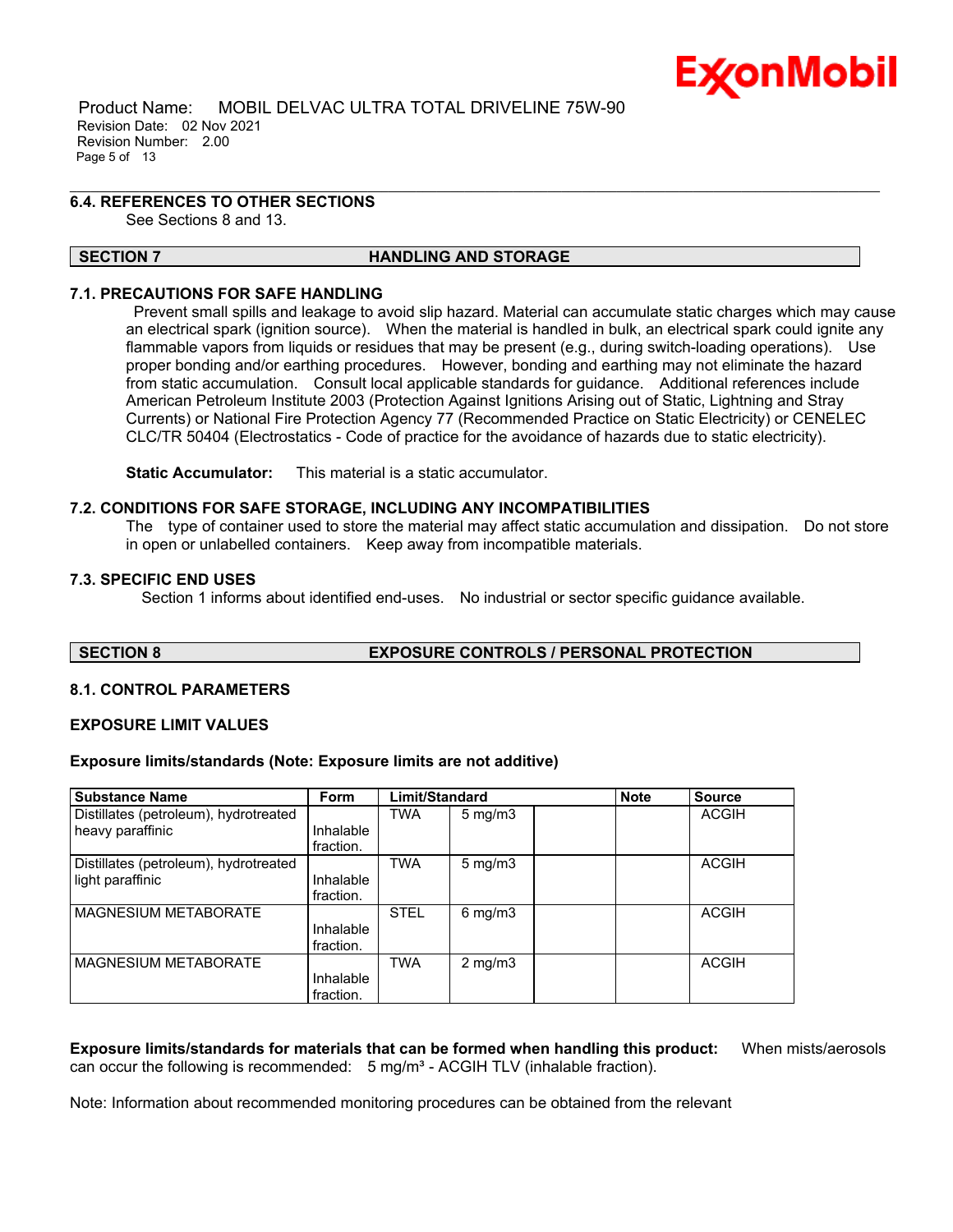### 6.4. REFERENCES TO OTHER SECTIONS

See Sections 8 and 13.

## SECTION 7 HANDLING AND STORAGE

### 7.1. PRECAUTIONS FOR SAFE HANDLING

Prevent small spills and leakage to avoid slip hazard. Material can accumulate static charges which may cause an electrical spark (ignition source). When the material is handled in bulk, an electrical spark could ignite any flammable vapors from liquids or residues that may be present (e.g., during switch-loading operations). Use proper bonding and/or earthing procedures. However, bonding and earthing may not eliminate the hazard from static accumulation. Consult local applicable standards for guidance. Additional references include American Petroleum Institute 2003 (Protection Against Ignitions Arising out of Static, Lightning and Stray Currents) or National Fire Protection Agency 77 (Recommended Practice on Static Electricity) or CENELEC CLC/TR 50404 (Electrostatics - Code of practice for the avoidance of hazards due to static electricity).

**Static Accumulator:** This material is a static accumulator.

### 7.2. CONDITIONS FOR SAFE STORAGE, INCLUDING ANY INCOMPATIBILITIES

The type of container used to store the material may affect static accumulation and dissipation. Do not store in open or unlabelled containers. Keep away from incompatible materials.

### 7.3. SPECIFIC END USES

Section 1 informs about identified end-uses. No industrial or sector specific guidance available.

## SECTION 8 EXPOSURE CONTROLS / PERSONAL PROTECTION

### 8.1. CONTROL PARAMETERS

**EXPOSURE LIMIT VALUES**

**Exposure limits/standards (Note: Exposure limits are not additive)**

| Substance Name | Form | Limit/Standard | | | Note | Source |
|---|---|---|---|---|---|---|
| Distillates (petroleum), hydrotreated heavy paraffinic | Inhalable fraction. | TWA | 5 mg/m3 | | | ACGIH |
| Distillates (petroleum), hydrotreated light paraffinic | Inhalable fraction. | TWA | 5 mg/m3 | | | ACGIH |
| MAGNESIUM METABORATE | Inhalable fraction. | STEL | 6 mg/m3 | | | ACGIH |
| MAGNESIUM METABORATE | Inhalable fraction. | TWA | 2 mg/m3 | | | ACGIH |

**Exposure limits/standards for materials that can be formed when handling this product:** When mists/aerosols can occur the following is recommended: 5 mg/m³ - ACGIH TLV (inhalable fraction).

Note: Information about recommended monitoring procedures can be obtained from the relevant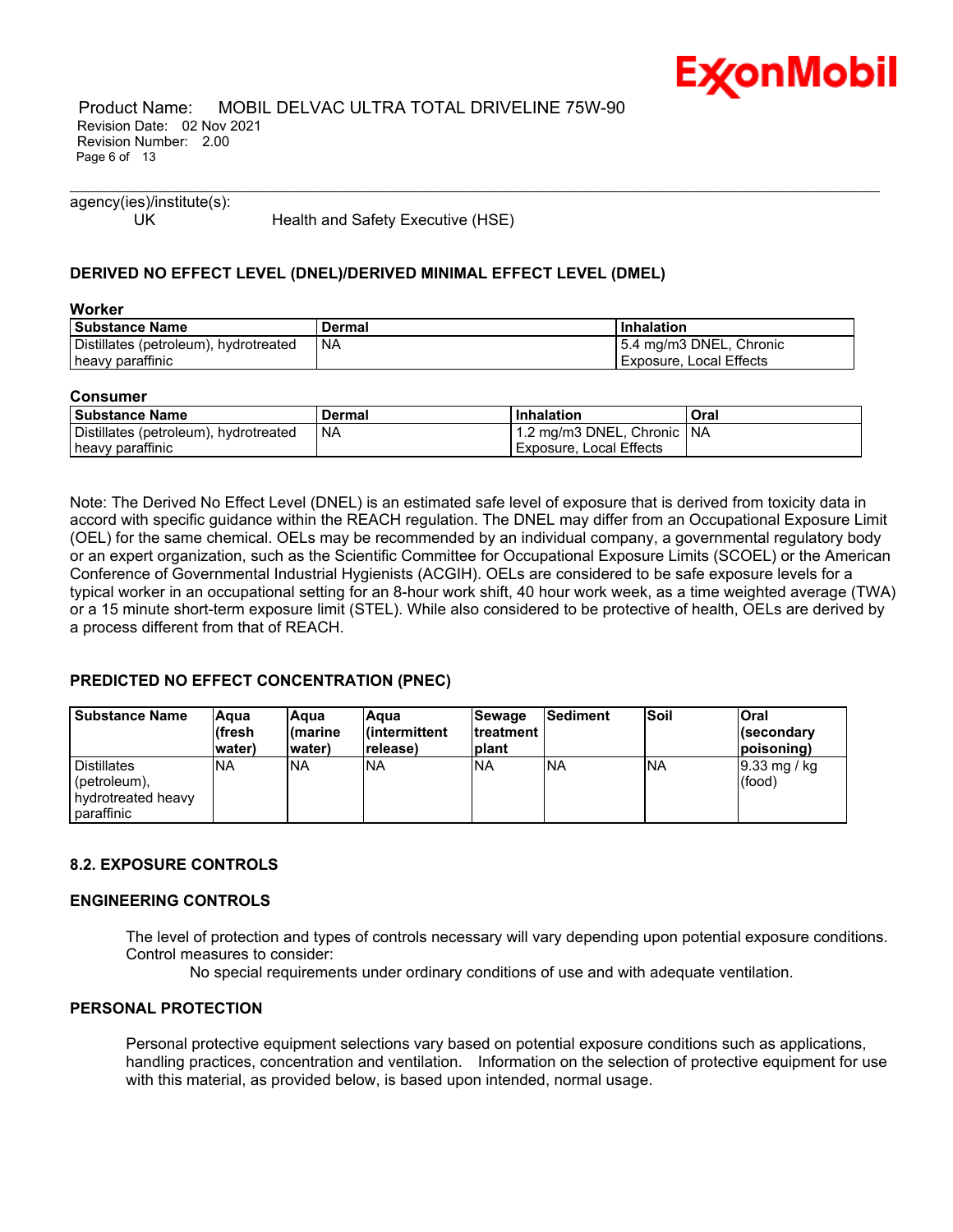agency(ies)/institute(s):

UK Health and Safety Executive (HSE)

### DERIVED NO EFFECT LEVEL (DNEL)/DERIVED MINIMAL EFFECT LEVEL (DMEL)

**Worker**

| Substance Name | Dermal | Inhalation |
|---|---|---|
| Distillates (petroleum), hydrotreated heavy paraffinic | NA | 5.4 mg/m3 DNEL, Chronic Exposure, Local Effects |

**Consumer**

| Substance Name | Dermal | Inhalation | Oral |
|---|---|---|---|
| Distillates (petroleum), hydrotreated heavy paraffinic | NA | 1.2 mg/m3 DNEL, Chronic Exposure, Local Effects | NA |

Note: The Derived No Effect Level (DNEL) is an estimated safe level of exposure that is derived from toxicity data in accord with specific guidance within the REACH regulation. The DNEL may differ from an Occupational Exposure Limit (OEL) for the same chemical. OELs may be recommended by an individual company, a governmental regulatory body or an expert organization, such as the Scientific Committee for Occupational Exposure Limits (SCOEL) or the American Conference of Governmental Industrial Hygienists (ACGIH). OELs are considered to be safe exposure levels for a typical worker in an occupational setting for an 8-hour work shift, 40 hour work week, as a time weighted average (TWA) or a 15 minute short-term exposure limit (STEL). While also considered to be protective of health, OELs are derived by a process different from that of REACH.

### PREDICTED NO EFFECT CONCENTRATION (PNEC)

| Substance Name | Aqua (fresh water) | Aqua (marine water) | Aqua (intermittent release) | Sewage treatment plant | Sediment | Soil | Oral (secondary poisoning) |
|---|---|---|---|---|---|---|---|
| Distillates (petroleum), hydrotreated heavy paraffinic | NA | NA | NA | NA | NA | NA | 9.33 mg / kg (food) |

### 8.2. EXPOSURE CONTROLS

### ENGINEERING CONTROLS

The level of protection and types of controls necessary will vary depending upon potential exposure conditions. Control measures to consider:

No special requirements under ordinary conditions of use and with adequate ventilation.

### PERSONAL PROTECTION

Personal protective equipment selections vary based on potential exposure conditions such as applications, handling practices, concentration and ventilation. Information on the selection of protective equipment for use with this material, as provided below, is based upon intended, normal usage.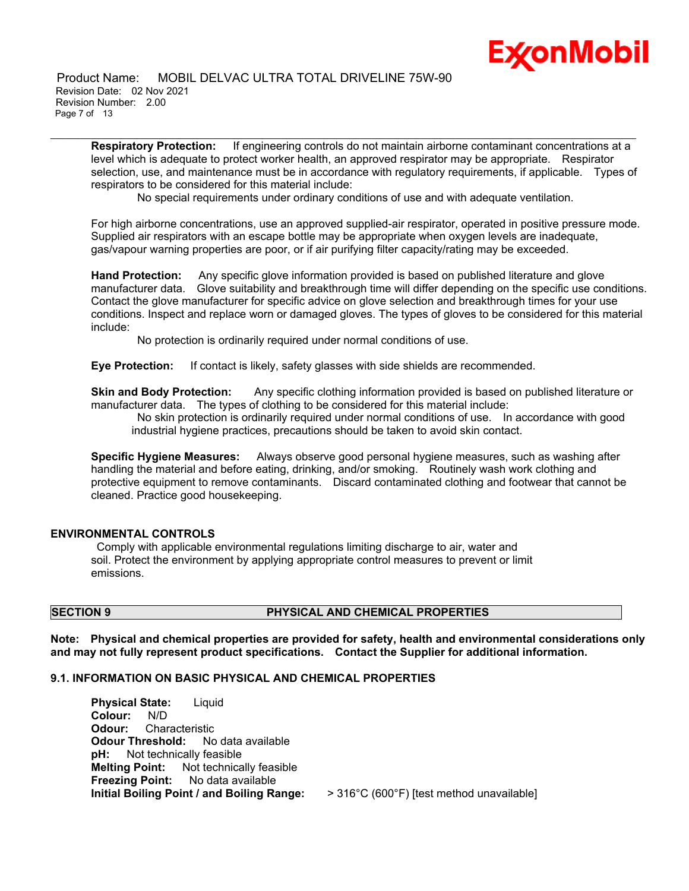**Respiratory Protection:** If engineering controls do not maintain airborne contaminant concentrations at a level which is adequate to protect worker health, an approved respirator may be appropriate. Respirator selection, use, and maintenance must be in accordance with regulatory requirements, if applicable. Types of respirators to be considered for this material include:

No special requirements under ordinary conditions of use and with adequate ventilation.

For high airborne concentrations, use an approved supplied-air respirator, operated in positive pressure mode. Supplied air respirators with an escape bottle may be appropriate when oxygen levels are inadequate, gas/vapour warning properties are poor, or if air purifying filter capacity/rating may be exceeded.

**Hand Protection:** Any specific glove information provided is based on published literature and glove manufacturer data. Glove suitability and breakthrough time will differ depending on the specific use conditions. Contact the glove manufacturer for specific advice on glove selection and breakthrough times for your use conditions. Inspect and replace worn or damaged gloves. The types of gloves to be considered for this material include:

No protection is ordinarily required under normal conditions of use.

**Eye Protection:** If contact is likely, safety glasses with side shields are recommended.

**Skin and Body Protection:** Any specific clothing information provided is based on published literature or manufacturer data. The types of clothing to be considered for this material include:

No skin protection is ordinarily required under normal conditions of use. In accordance with good industrial hygiene practices, precautions should be taken to avoid skin contact.

**Specific Hygiene Measures:** Always observe good personal hygiene measures, such as washing after handling the material and before eating, drinking, and/or smoking. Routinely wash work clothing and protective equipment to remove contaminants. Discard contaminated clothing and footwear that cannot be cleaned. Practice good housekeeping.

### ENVIRONMENTAL CONTROLS

Comply with applicable environmental regulations limiting discharge to air, water and soil. Protect the environment by applying appropriate control measures to prevent or limit emissions.

## SECTION 9 PHYSICAL AND CHEMICAL PROPERTIES

**Note: Physical and chemical properties are provided for safety, health and environmental considerations only and may not fully represent product specifications. Contact the Supplier for additional information.**

### 9.1. INFORMATION ON BASIC PHYSICAL AND CHEMICAL PROPERTIES

**Physical State:** Liquid
**Colour:** N/D
**Odour:** Characteristic
**Odour Threshold:** No data available
**pH:** Not technically feasible
**Melting Point:** Not technically feasible
**Freezing Point:** No data available
**Initial Boiling Point / and Boiling Range:** > 316°C (600°F) [test method unavailable]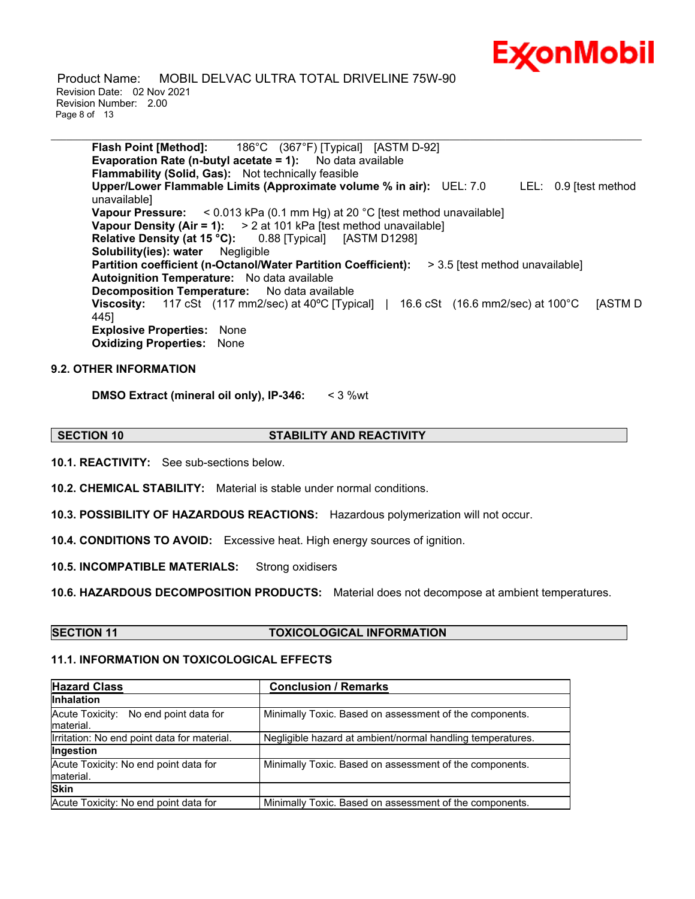**Flash Point [Method]:** 186°C (367°F) [Typical] [ASTM D-92]
**Evaporation Rate (n-butyl acetate = 1):** No data available
**Flammability (Solid, Gas):** Not technically feasible
**Upper/Lower Flammable Limits (Approximate volume % in air):** UEL: 7.0 LEL: 0.9 [test method unavailable]
**Vapour Pressure:** < 0.013 kPa (0.1 mm Hg) at 20 °C [test method unavailable]
**Vapour Density (Air = 1):** > 2 at 101 kPa [test method unavailable]
**Relative Density (at 15 °C):** 0.88 [Typical] [ASTM D1298]
**Solubility(ies): water** Negligible
**Partition coefficient (n-Octanol/Water Partition Coefficient):** > 3.5 [test method unavailable]
**Autoignition Temperature:** No data available
**Decomposition Temperature:** No data available
**Viscosity:** 117 cSt (117 mm2/sec) at 40ºC [Typical] | 16.6 cSt (16.6 mm2/sec) at 100°C [ASTM D 445]
**Explosive Properties:** None
**Oxidizing Properties:** None

### 9.2. OTHER INFORMATION

**DMSO Extract (mineral oil only), IP-346:** < 3 %wt

## SECTION 10 STABILITY AND REACTIVITY

**10.1. REACTIVITY:** See sub-sections below.

**10.2. CHEMICAL STABILITY:** Material is stable under normal conditions.

**10.3. POSSIBILITY OF HAZARDOUS REACTIONS:** Hazardous polymerization will not occur.

**10.4. CONDITIONS TO AVOID:** Excessive heat. High energy sources of ignition.

**10.5. INCOMPATIBLE MATERIALS:** Strong oxidisers

**10.6. HAZARDOUS DECOMPOSITION PRODUCTS:** Material does not decompose at ambient temperatures.

## SECTION 11 TOXICOLOGICAL INFORMATION

### 11.1. INFORMATION ON TOXICOLOGICAL EFFECTS

| Hazard Class | Conclusion / Remarks |
|---|---|
| **Inhalation** | |
| Acute Toxicity: No end point data for material. | Minimally Toxic. Based on assessment of the components. |
| Irritation: No end point data for material. | Negligible hazard at ambient/normal handling temperatures. |
| **Ingestion** | |
| Acute Toxicity: No end point data for material. | Minimally Toxic. Based on assessment of the components. |
| **Skin** | |
| Acute Toxicity: No end point data for | Minimally Toxic. Based on assessment of the components. |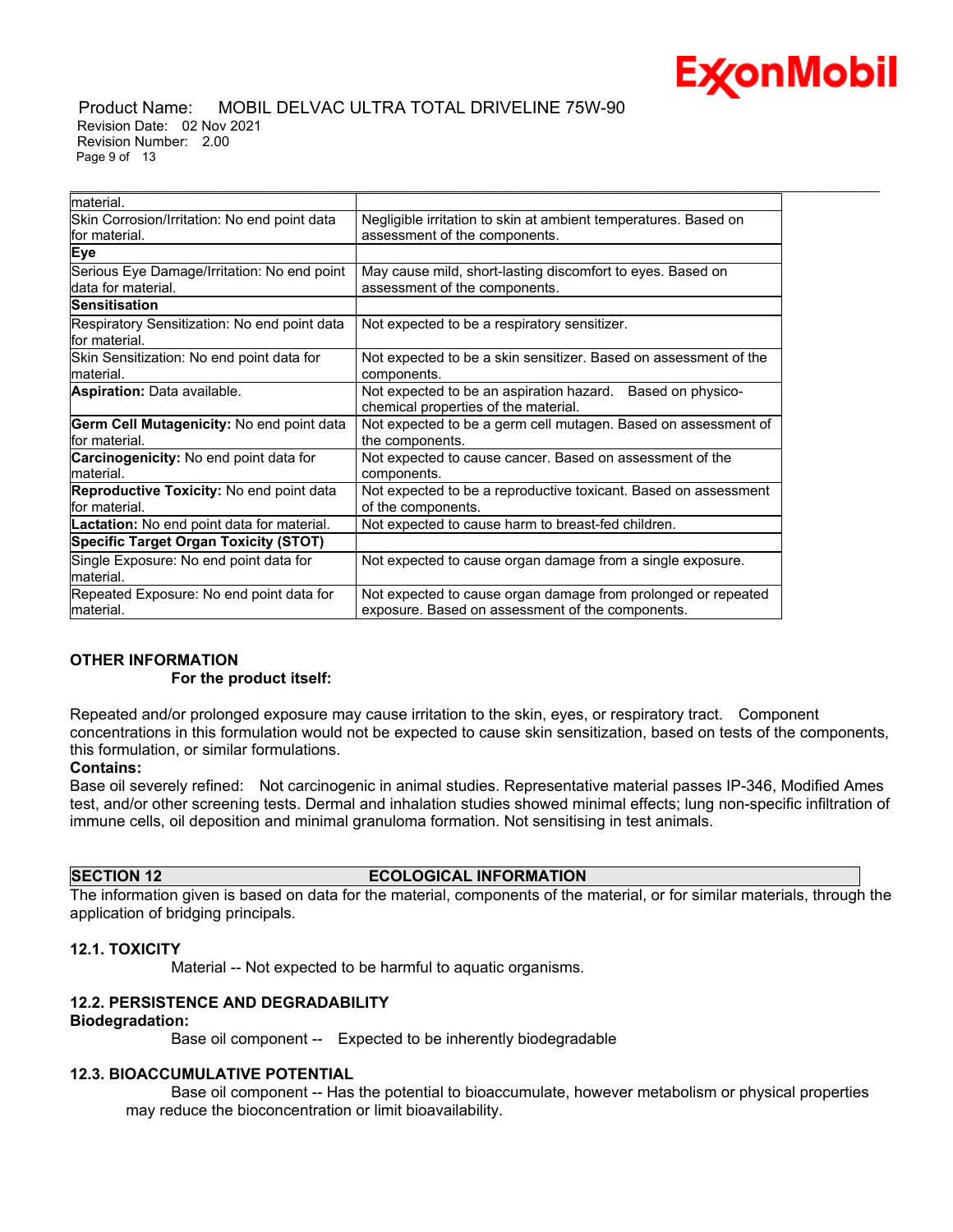| | |
|---|---|
| material. | |
| Skin Corrosion/Irritation: No end point data for material. | Negligible irritation to skin at ambient temperatures. Based on assessment of the components. |
| **Eye** | |
| Serious Eye Damage/Irritation: No end point data for material. | May cause mild, short-lasting discomfort to eyes. Based on assessment of the components. |
| **Sensitisation** | |
| Respiratory Sensitization: No end point data for material. | Not expected to be a respiratory sensitizer. |
| Skin Sensitization: No end point data for material. | Not expected to be a skin sensitizer. Based on assessment of the components. |
| **Aspiration:** Data available. | Not expected to be an aspiration hazard. Based on physico-chemical properties of the material. |
| **Germ Cell Mutagenicity:** No end point data for material. | Not expected to be a germ cell mutagen. Based on assessment of the components. |
| **Carcinogenicity:** No end point data for material. | Not expected to cause cancer. Based on assessment of the components. |
| **Reproductive Toxicity:** No end point data for material. | Not expected to be a reproductive toxicant. Based on assessment of the components. |
| **Lactation:** No end point data for material. | Not expected to cause harm to breast-fed children. |
| **Specific Target Organ Toxicity (STOT)** | |
| Single Exposure: No end point data for material. | Not expected to cause organ damage from a single exposure. |
| Repeated Exposure: No end point data for material. | Not expected to cause organ damage from prolonged or repeated exposure. Based on assessment of the components. |

**OTHER INFORMATION**

**For the product itself:**

Repeated and/or prolonged exposure may cause irritation to the skin, eyes, or respiratory tract. Component concentrations in this formulation would not be expected to cause skin sensitization, based on tests of the components, this formulation, or similar formulations.

**Contains:**

Base oil severely refined: Not carcinogenic in animal studies. Representative material passes IP-346, Modified Ames test, and/or other screening tests. Dermal and inhalation studies showed minimal effects; lung non-specific infiltration of immune cells, oil deposition and minimal granuloma formation. Not sensitising in test animals.

## SECTION 12 ECOLOGICAL INFORMATION

The information given is based on data for the material, components of the material, or for similar materials, through the application of bridging principals.

### 12.1. TOXICITY

Material -- Not expected to be harmful to aquatic organisms.

### 12.2. PERSISTENCE AND DEGRADABILITY

**Biodegradation:**

Base oil component -- Expected to be inherently biodegradable

### 12.3. BIOACCUMULATIVE POTENTIAL

Base oil component -- Has the potential to bioaccumulate, however metabolism or physical properties may reduce the bioconcentration or limit bioavailability.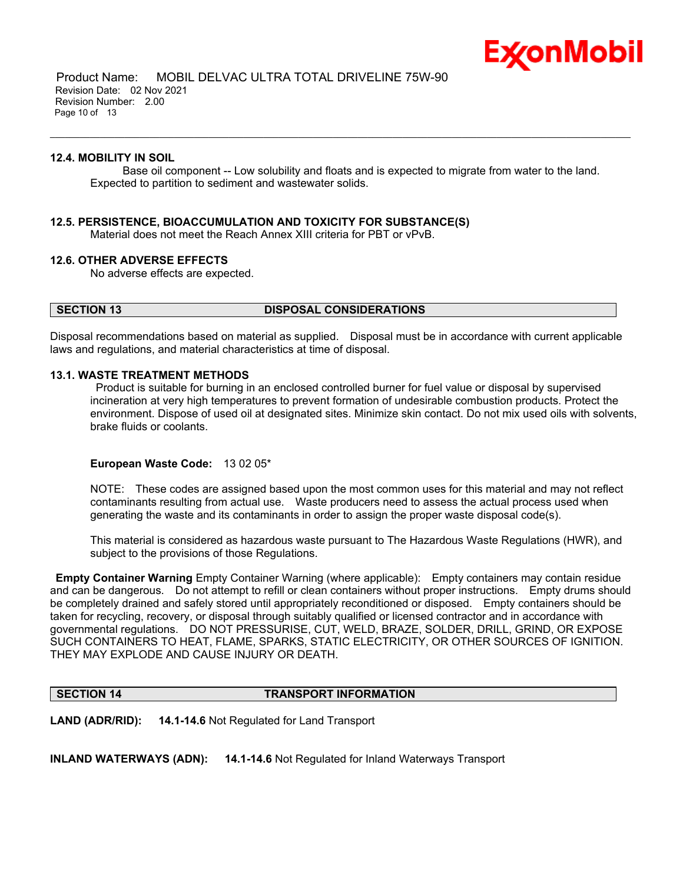### 12.4. MOBILITY IN SOIL

Base oil component -- Low solubility and floats and is expected to migrate from water to the land. Expected to partition to sediment and wastewater solids.

### 12.5. PERSISTENCE, BIOACCUMULATION AND TOXICITY FOR SUBSTANCE(S)

Material does not meet the Reach Annex XIII criteria for PBT or vPvB.

### 12.6. OTHER ADVERSE EFFECTS

No adverse effects are expected.

## SECTION 13 DISPOSAL CONSIDERATIONS

Disposal recommendations based on material as supplied. Disposal must be in accordance with current applicable laws and regulations, and material characteristics at time of disposal.

### 13.1. WASTE TREATMENT METHODS

Product is suitable for burning in an enclosed controlled burner for fuel value or disposal by supervised incineration at very high temperatures to prevent formation of undesirable combustion products. Protect the environment. Dispose of used oil at designated sites. Minimize skin contact. Do not mix used oils with solvents, brake fluids or coolants.

**European Waste Code:** 13 02 05*

NOTE: These codes are assigned based upon the most common uses for this material and may not reflect contaminants resulting from actual use. Waste producers need to assess the actual process used when generating the waste and its contaminants in order to assign the proper waste disposal code(s).

This material is considered as hazardous waste pursuant to The Hazardous Waste Regulations (HWR), and subject to the provisions of those Regulations.

**Empty Container Warning** Empty Container Warning (where applicable): Empty containers may contain residue and can be dangerous. Do not attempt to refill or clean containers without proper instructions. Empty drums should be completely drained and safely stored until appropriately reconditioned or disposed. Empty containers should be taken for recycling, recovery, or disposal through suitably qualified or licensed contractor and in accordance with governmental regulations. DO NOT PRESSURISE, CUT, WELD, BRAZE, SOLDER, DRILL, GRIND, OR EXPOSE SUCH CONTAINERS TO HEAT, FLAME, SPARKS, STATIC ELECTRICITY, OR OTHER SOURCES OF IGNITION. THEY MAY EXPLODE AND CAUSE INJURY OR DEATH.

## SECTION 14 TRANSPORT INFORMATION

**LAND (ADR/RID):** **14.1-14.6** Not Regulated for Land Transport

**INLAND WATERWAYS (ADN):** **14.1-14.6** Not Regulated for Inland Waterways Transport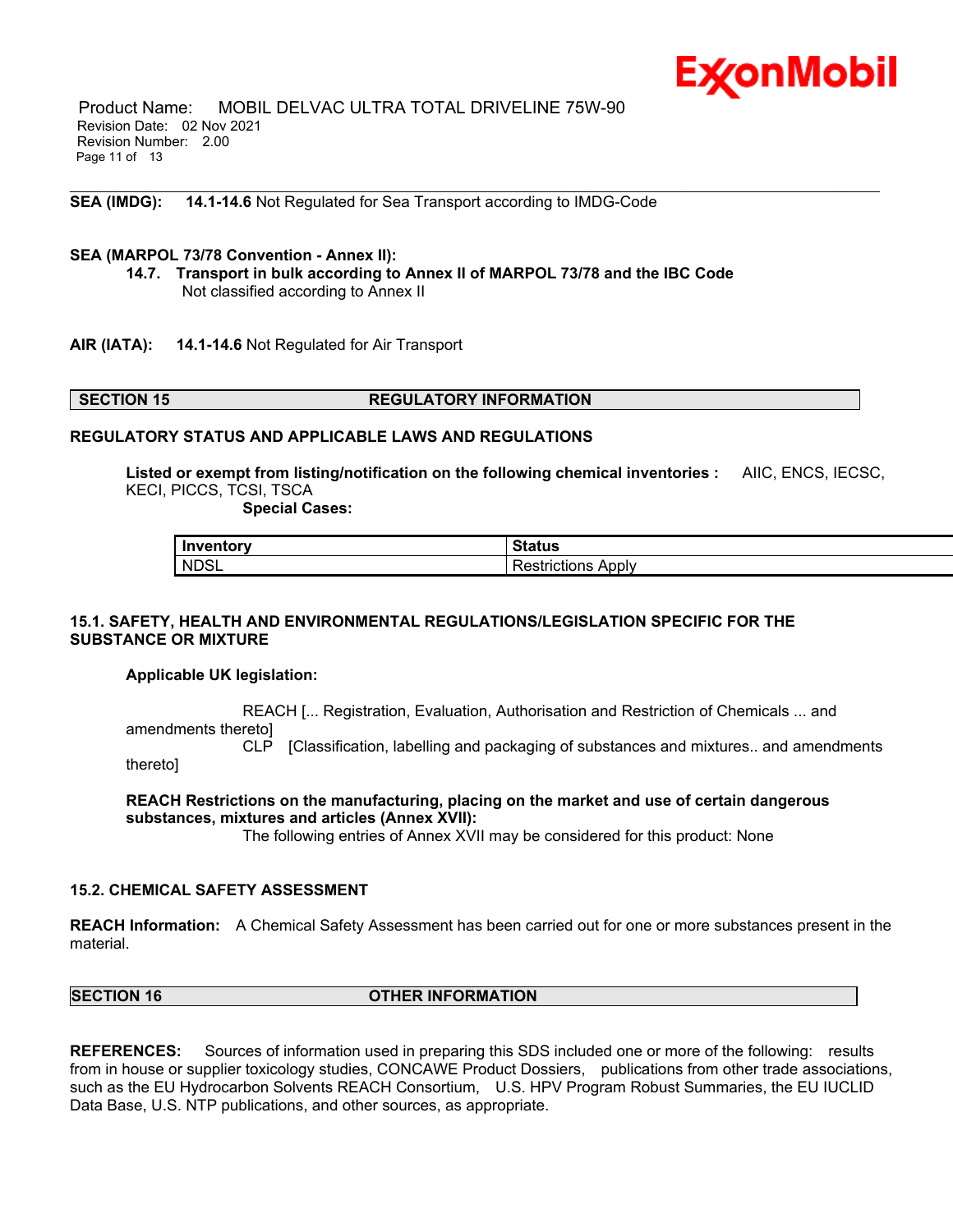**SEA (IMDG): 14.1-14.6** Not Regulated for Sea Transport according to IMDG-Code

**SEA (MARPOL 73/78 Convention - Annex II):**

**14.7. Transport in bulk according to Annex II of MARPOL 73/78 and the IBC Code**
Not classified according to Annex II

**AIR (IATA): 14.1-14.6** Not Regulated for Air Transport

## SECTION 15 REGULATORY INFORMATION

**REGULATORY STATUS AND APPLICABLE LAWS AND REGULATIONS**

**Listed or exempt from listing/notification on the following chemical inventories :** AIIC, ENCS, IECSC, KECI, PICCS, TCSI, TSCA

**Special Cases:**

| Inventory | Status |
|---|---|
| NDSL | Restrictions Apply |

**15.1. SAFETY, HEALTH AND ENVIRONMENTAL REGULATIONS/LEGISLATION SPECIFIC FOR THE SUBSTANCE OR MIXTURE**

**Applicable UK legislation:**

REACH [... Registration, Evaluation, Authorisation and Restriction of Chemicals ... and amendments thereto]
CLP [Classification, labelling and packaging of substances and mixtures.. and amendments thereto]

**REACH Restrictions on the manufacturing, placing on the market and use of certain dangerous substances, mixtures and articles (Annex XVII):**
The following entries of Annex XVII may be considered for this product: None

**15.2. CHEMICAL SAFETY ASSESSMENT**

**REACH Information:** A Chemical Safety Assessment has been carried out for one or more substances present in the material.

## SECTION 16 OTHER INFORMATION

**REFERENCES:** Sources of information used in preparing this SDS included one or more of the following: results from in house or supplier toxicology studies, CONCAWE Product Dossiers, publications from other trade associations, such as the EU Hydrocarbon Solvents REACH Consortium, U.S. HPV Program Robust Summaries, the EU IUCLID Data Base, U.S. NTP publications, and other sources, as appropriate.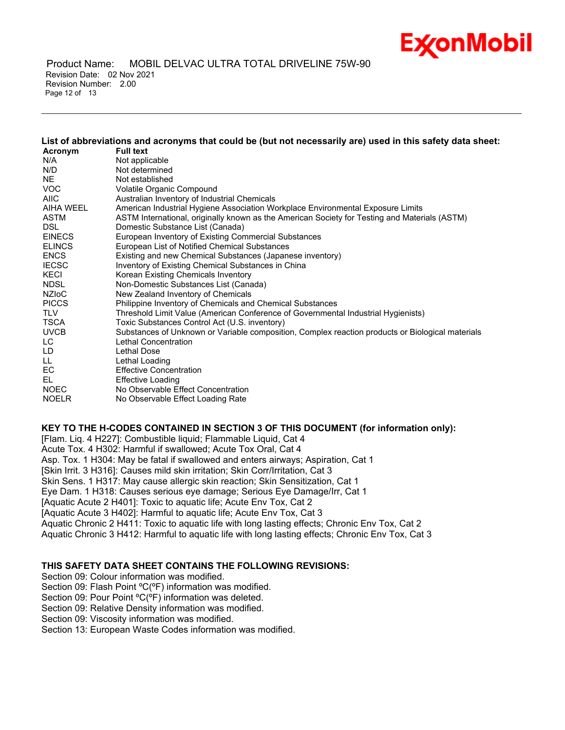**List of abbreviations and acronyms that could be (but not necessarily are) used in this safety data sheet:**

| Acronym | Full text |
|---|---|
| N/A | Not applicable |
| N/D | Not determined |
| NE | Not established |
| VOC | Volatile Organic Compound |
| AIIC | Australian Inventory of Industrial Chemicals |
| AIHA WEEL | American Industrial Hygiene Association Workplace Environmental Exposure Limits |
| ASTM | ASTM International, originally known as the American Society for Testing and Materials (ASTM) |
| DSL | Domestic Substance List (Canada) |
| EINECS | European Inventory of Existing Commercial Substances |
| ELINCS | European List of Notified Chemical Substances |
| ENCS | Existing and new Chemical Substances (Japanese inventory) |
| IECSC | Inventory of Existing Chemical Substances in China |
| KECI | Korean Existing Chemicals Inventory |
| NDSL | Non-Domestic Substances List (Canada) |
| NZIoC | New Zealand Inventory of Chemicals |
| PICCS | Philippine Inventory of Chemicals and Chemical Substances |
| TLV | Threshold Limit Value (American Conference of Governmental Industrial Hygienists) |
| TSCA | Toxic Substances Control Act (U.S. inventory) |
| UVCB | Substances of Unknown or Variable composition, Complex reaction products or Biological materials |
| LC | Lethal Concentration |
| LD | Lethal Dose |
| LL | Lethal Loading |
| EC | Effective Concentration |
| EL | Effective Loading |
| NOEC | No Observable Effect Concentration |
| NOELR | No Observable Effect Loading Rate |

**KEY TO THE H-CODES CONTAINED IN SECTION 3 OF THIS DOCUMENT (for information only):**

[Flam. Liq. 4 H227]: Combustible liquid; Flammable Liquid, Cat 4
Acute Tox. 4 H302: Harmful if swallowed; Acute Tox Oral, Cat 4
Asp. Tox. 1 H304: May be fatal if swallowed and enters airways; Aspiration, Cat 1
[Skin Irrit. 3 H316]: Causes mild skin irritation; Skin Corr/Irritation, Cat 3
Skin Sens. 1 H317: May cause allergic skin reaction; Skin Sensitization, Cat 1
Eye Dam. 1 H318: Causes serious eye damage; Serious Eye Damage/Irr, Cat 1
[Aquatic Acute 2 H401]: Toxic to aquatic life; Acute Env Tox, Cat 2
[Aquatic Acute 3 H402]: Harmful to aquatic life; Acute Env Tox, Cat 3
Aquatic Chronic 2 H411: Toxic to aquatic life with long lasting effects; Chronic Env Tox, Cat 2
Aquatic Chronic 3 H412: Harmful to aquatic life with long lasting effects; Chronic Env Tox, Cat 3

**THIS SAFETY DATA SHEET CONTAINS THE FOLLOWING REVISIONS:**

Section 09: Colour information was modified.
Section 09: Flash Point ºC(ºF) information was modified.
Section 09: Pour Point ºC(ºF) information was deleted.
Section 09: Relative Density information was modified.
Section 09: Viscosity information was modified.
Section 13: European Waste Codes information was modified.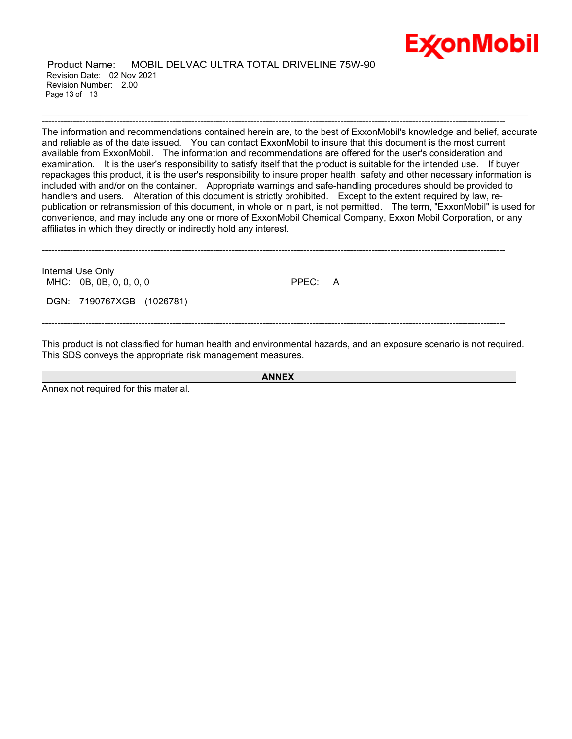---

The information and recommendations contained herein are, to the best of ExxonMobil's knowledge and belief, accurate and reliable as of the date issued. You can contact ExxonMobil to insure that this document is the most current available from ExxonMobil. The information and recommendations are offered for the user's consideration and examination. It is the user's responsibility to satisfy itself that the product is suitable for the intended use. If buyer repackages this product, it is the user's responsibility to insure proper health, safety and other necessary information is included with and/or on the container. Appropriate warnings and safe-handling procedures should be provided to handlers and users. Alteration of this document is strictly prohibited. Except to the extent required by law, re-publication or retransmission of this document, in whole or in part, is not permitted. The term, "ExxonMobil" is used for convenience, and may include any one or more of ExxonMobil Chemical Company, Exxon Mobil Corporation, or any affiliates in which they directly or indirectly hold any interest.

---

Internal Use Only
MHC: 0B, 0B, 0, 0, 0, 0 PPEC: A

DGN: 7190767XGB (1026781)

---

This product is not classified for human health and environmental hazards, and an exposure scenario is not required. This SDS conveys the appropriate risk management measures.

## ANNEX

Annex not required for this material.